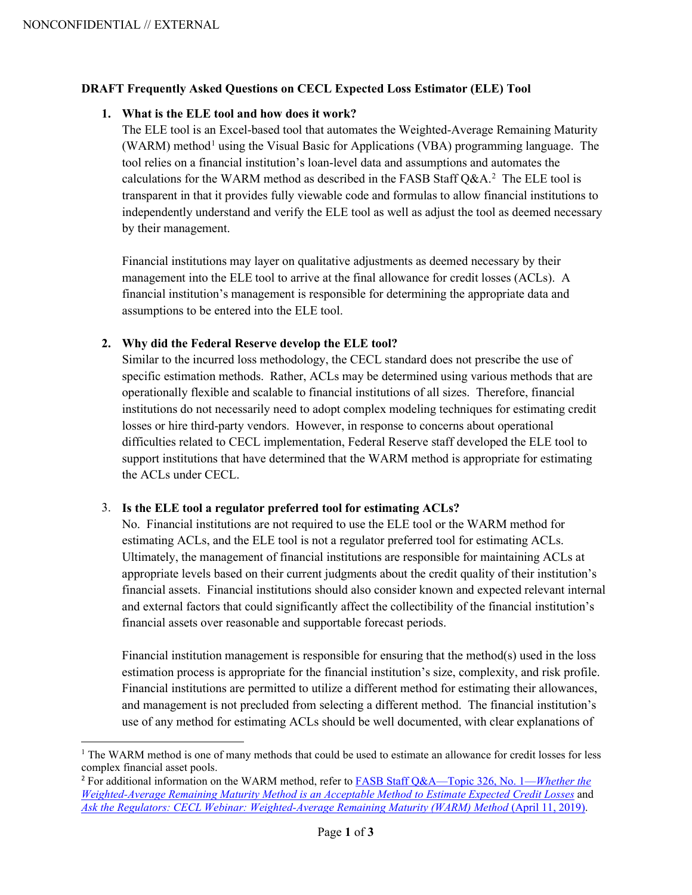NONCONFIDENTIAL // EXTERNAL

**DRAFT Frequently Asked Questions on CECL Expected Loss Estimator (ELE) Tool**

1. **What is the ELE tool and how does it work?**
   The ELE tool is an Excel-based tool that automates the Weighted-Average Remaining Maturity (WARM) method[1] using the Visual Basic for Applications (VBA) programming language. The tool relies on a financial institution's loan-level data and assumptions and automates the calculations for the WARM method as described in the FASB Staff Q&A.[2] The ELE tool is transparent in that it provides fully viewable code and formulas to allow financial institutions to independently understand and verify the ELE tool as well as adjust the tool as deemed necessary by their management.

   Financial institutions may layer on qualitative adjustments as deemed necessary by their management into the ELE tool to arrive at the final allowance for credit losses (ACLs). A financial institution's management is responsible for determining the appropriate data and assumptions to be entered into the ELE tool.

2. **Why did the Federal Reserve develop the ELE tool?**
   Similar to the incurred loss methodology, the CECL standard does not prescribe the use of specific estimation methods. Rather, ACLs may be determined using various methods that are operationally flexible and scalable to financial institutions of all sizes. Therefore, financial institutions do not necessarily need to adopt complex modeling techniques for estimating credit losses or hire third-party vendors. However, in response to concerns about operational difficulties related to CECL implementation, Federal Reserve staff developed the ELE tool to support institutions that have determined that the WARM method is appropriate for estimating the ACLs under CECL.

3. **Is the ELE tool a regulator preferred tool for estimating ACLs?**
   No. Financial institutions are not required to use the ELE tool or the WARM method for estimating ACLs, and the ELE tool is not a regulator preferred tool for estimating ACLs. Ultimately, the management of financial institutions are responsible for maintaining ACLs at appropriate levels based on their current judgments about the credit quality of their institution's financial assets. Financial institutions should also consider known and expected relevant internal and external factors that could significantly affect the collectibility of the financial institution's financial assets over reasonable and supportable forecast periods.

   Financial institution management is responsible for ensuring that the method(s) used in the loss estimation process is appropriate for the financial institution's size, complexity, and risk profile. Financial institutions are permitted to utilize a different method for estimating their allowances, and management is not precluded from selecting a different method. The financial institution's use of any method for estimating ACLs should be well documented, with clear explanations of

---

[1] The WARM method is one of many methods that could be used to estimate an allowance for credit losses for less complex financial asset pools.

[2] For additional information on the WARM method, refer to FASB Staff Q&A—Topic 326, No. 1—*Whether the Weighted-Average Remaining Maturity Method is an Acceptable Method to Estimate Expected Credit Losses* and *Ask the Regulators: CECL Webinar: Weighted-Average Remaining Maturity (WARM) Method* (April 11, 2019).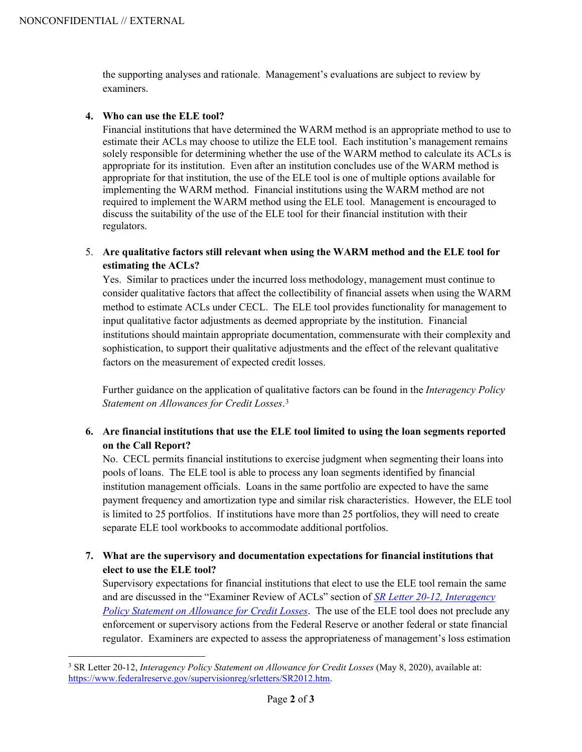the supporting analyses and rationale. Management's evaluations are subject to review by examiners.

4. **Who can use the ELE tool?**
   Financial institutions that have determined the WARM method is an appropriate method to use to estimate their ACLs may choose to utilize the ELE tool. Each institution's management remains solely responsible for determining whether the use of the WARM method to calculate its ACLs is appropriate for its institution. Even after an institution concludes use of the WARM method is appropriate for that institution, the use of the ELE tool is one of multiple options available for implementing the WARM method. Financial institutions using the WARM method are not required to implement the WARM method using the ELE tool. Management is encouraged to discuss the suitability of the use of the ELE tool for their financial institution with their regulators.

5. **Are qualitative factors still relevant when using the WARM method and the ELE tool for estimating the ACLs?**
   Yes. Similar to practices under the incurred loss methodology, management must continue to consider qualitative factors that affect the collectibility of financial assets when using the WARM method to estimate ACLs under CECL. The ELE tool provides functionality for management to input qualitative factor adjustments as deemed appropriate by the institution. Financial institutions should maintain appropriate documentation, commensurate with their complexity and sophistication, to support their qualitative adjustments and the effect of the relevant qualitative factors on the measurement of expected credit losses.

   Further guidance on the application of qualitative factors can be found in the *Interagency Policy Statement on Allowances for Credit Losses*.[3]

6. **Are financial institutions that use the ELE tool limited to using the loan segments reported on the Call Report?**
   No. CECL permits financial institutions to exercise judgment when segmenting their loans into pools of loans. The ELE tool is able to process any loan segments identified by financial institution management officials. Loans in the same portfolio are expected to have the same payment frequency and amortization type and similar risk characteristics. However, the ELE tool is limited to 25 portfolios. If institutions have more than 25 portfolios, they will need to create separate ELE tool workbooks to accommodate additional portfolios.

7. **What are the supervisory and documentation expectations for financial institutions that elect to use the ELE tool?**
   Supervisory expectations for financial institutions that elect to use the ELE tool remain the same and are discussed in the "Examiner Review of ACLs" section of [*SR Letter 20-12, Interagency Policy Statement on Allowance for Credit Losses*](https://www.federalreserve.gov/supervisionreg/srletters/SR2012.htm). The use of the ELE tool does not preclude any enforcement or supervisory actions from the Federal Reserve or another federal or state financial regulator. Examiners are expected to assess the appropriateness of management's loss estimation

---

[3] SR Letter 20-12, *Interagency Policy Statement on Allowance for Credit Losses* (May 8, 2020), available at: https://www.federalreserve.gov/supervisionreg/srletters/SR2012.htm.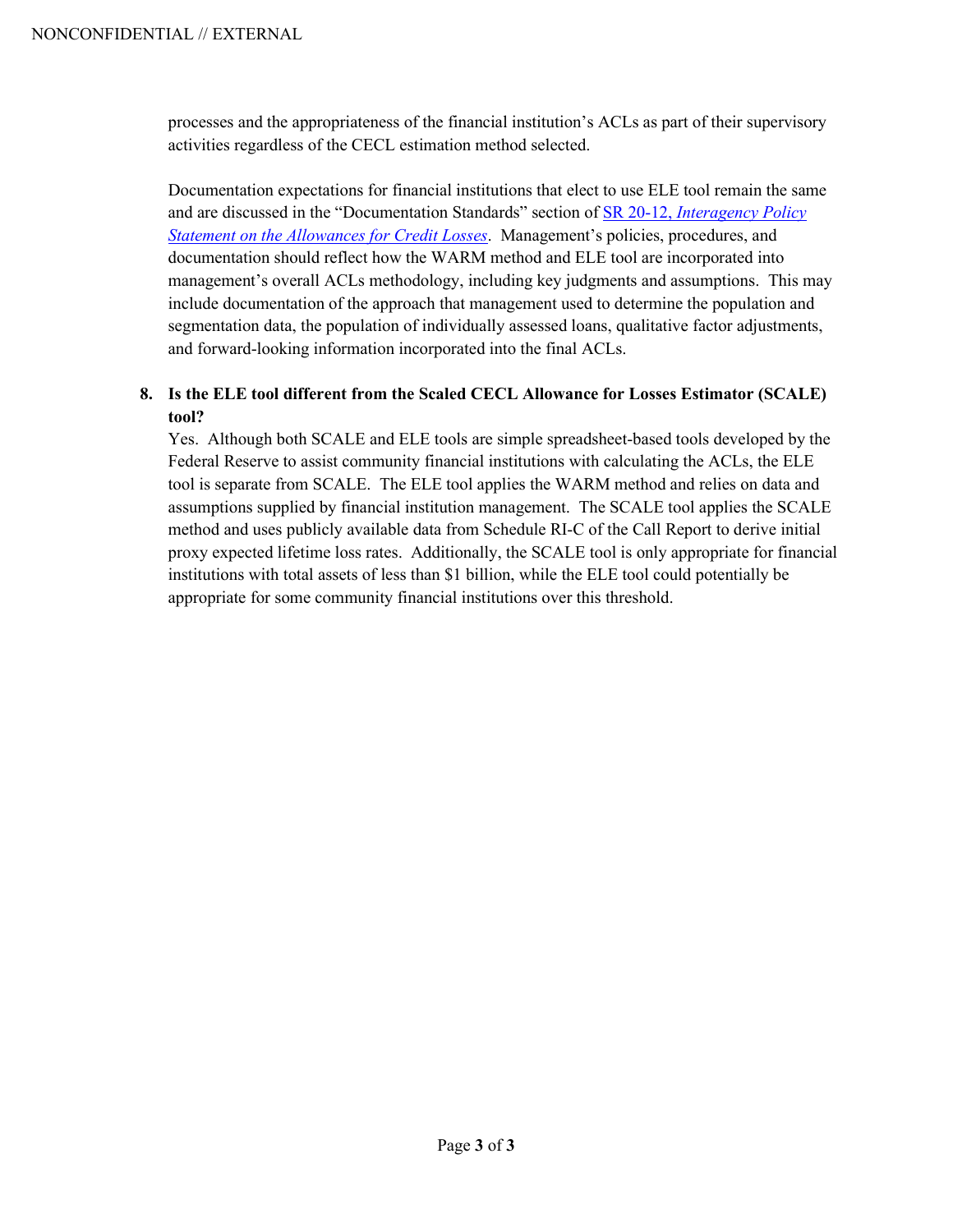processes and the appropriateness of the financial institution's ACLs as part of their supervisory activities regardless of the CECL estimation method selected.

Documentation expectations for financial institutions that elect to use ELE tool remain the same and are discussed in the "Documentation Standards" section of [SR 20-12, *Interagency Policy Statement on the Allowances for Credit Losses*]. Management's policies, procedures, and documentation should reflect how the WARM method and ELE tool are incorporated into management's overall ACLs methodology, including key judgments and assumptions. This may include documentation of the approach that management used to determine the population and segmentation data, the population of individually assessed loans, qualitative factor adjustments, and forward-looking information incorporated into the final ACLs.

8. **Is the ELE tool different from the Scaled CECL Allowance for Losses Estimator (SCALE) tool?**

   Yes. Although both SCALE and ELE tools are simple spreadsheet-based tools developed by the Federal Reserve to assist community financial institutions with calculating the ACLs, the ELE tool is separate from SCALE. The ELE tool applies the WARM method and relies on data and assumptions supplied by financial institution management. The SCALE tool applies the SCALE method and uses publicly available data from Schedule RI-C of the Call Report to derive initial proxy expected lifetime loss rates. Additionally, the SCALE tool is only appropriate for financial institutions with total assets of less than $1 billion, while the ELE tool could potentially be appropriate for some community financial institutions over this threshold.